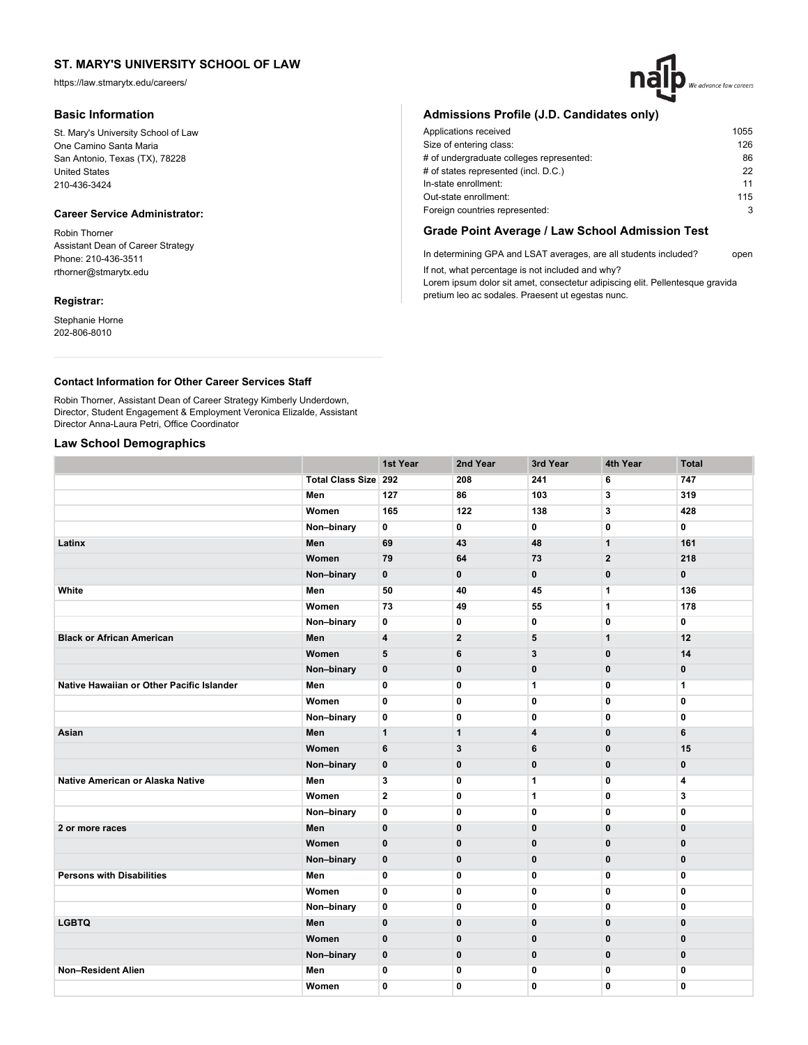# ST. MARY'S UNIVERSITY SCHOOL OF LAW

https://law.stmarytx.edu/careers/

## Basic Information

St. Mary's University School of Law
One Camino Santa Maria
San Antonio, Texas (TX), 78228
United States
210-436-3424

### Career Service Administrator:

Robin Thorner
Assistant Dean of Career Strategy
Phone: 210-436-3511
rthorner@stmarytx.edu

### Registrar:

Stephanie Horne
202-806-8010

## Admissions Profile (J.D. Candidates only)

| | |
|---|---|
| Applications received | 1055 |
| Size of entering class: | 126 |
| # of undergraduate colleges represented: | 86 |
| # of states represented (incl. D.C.) | 22 |
| In-state enrollment: | 11 |
| Out-state enrollment: | 115 |
| Foreign countries represented: | 3 |

## Grade Point Average / Law School Admission Test

In determining GPA and LSAT averages, are all students included? open

If not, what percentage is not included and why?
Lorem ipsum dolor sit amet, consectetur adipiscing elit. Pellentesque gravida pretium leo ac sodales. Praesent ut egestas nunc.

### Contact Information for Other Career Services Staff

Robin Thorner, Assistant Dean of Career Strategy Kimberly Underdown, Director, Student Engagement & Employment Veronica Elizalde, Assistant Director Anna-Laura Petri, Office Coordinator

## Law School Demographics

| | | 1st Year | 2nd Year | 3rd Year | 4th Year | Total |
|---|---|---|---|---|---|---|
| | Total Class Size | 292 | 208 | 241 | 6 | 747 |
| | Men | 127 | 86 | 103 | 3 | 319 |
| | Women | 165 | 122 | 138 | 3 | 428 |
| | Non–binary | 0 | 0 | 0 | 0 | 0 |
| Latinx | Men | 69 | 43 | 48 | 1 | 161 |
| | Women | 79 | 64 | 73 | 2 | 218 |
| | Non–binary | 0 | 0 | 0 | 0 | 0 |
| White | Men | 50 | 40 | 45 | 1 | 136 |
| | Women | 73 | 49 | 55 | 1 | 178 |
| | Non–binary | 0 | 0 | 0 | 0 | 0 |
| Black or African American | Men | 4 | 2 | 5 | 1 | 12 |
| | Women | 5 | 6 | 3 | 0 | 14 |
| | Non–binary | 0 | 0 | 0 | 0 | 0 |
| Native Hawaiian or Other Pacific Islander | Men | 0 | 0 | 1 | 0 | 1 |
| | Women | 0 | 0 | 0 | 0 | 0 |
| | Non–binary | 0 | 0 | 0 | 0 | 0 |
| Asian | Men | 1 | 1 | 4 | 0 | 6 |
| | Women | 6 | 3 | 6 | 0 | 15 |
| | Non–binary | 0 | 0 | 0 | 0 | 0 |
| Native American or Alaska Native | Men | 3 | 0 | 1 | 0 | 4 |
| | Women | 2 | 0 | 1 | 0 | 3 |
| | Non–binary | 0 | 0 | 0 | 0 | 0 |
| 2 or more races | Men | 0 | 0 | 0 | 0 | 0 |
| | Women | 0 | 0 | 0 | 0 | 0 |
| | Non–binary | 0 | 0 | 0 | 0 | 0 |
| Persons with Disabilities | Men | 0 | 0 | 0 | 0 | 0 |
| | Women | 0 | 0 | 0 | 0 | 0 |
| | Non–binary | 0 | 0 | 0 | 0 | 0 |
| LGBTQ | Men | 0 | 0 | 0 | 0 | 0 |
| | Women | 0 | 0 | 0 | 0 | 0 |
| | Non–binary | 0 | 0 | 0 | 0 | 0 |
| Non–Resident Alien | Men | 0 | 0 | 0 | 0 | 0 |
| | Women | 0 | 0 | 0 | 0 | 0 |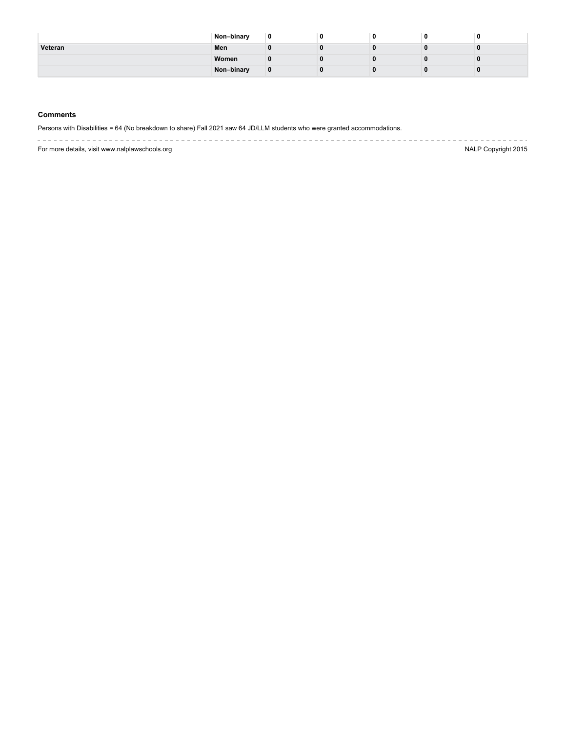| | | | | | | |
|---|---|---|---|---|---|---|
| | Non–binary | 0 | 0 | 0 | 0 | 0 |
| Veteran | Men | 0 | 0 | 0 | 0 | 0 |
| | Women | 0 | 0 | 0 | 0 | 0 |
| | Non–binary | 0 | 0 | 0 | 0 | 0 |

### Comments

Persons with Disabilities = 64 (No breakdown to share) Fall 2021 saw 64 JD/LLM students who were granted accommodations.

For more details, visit www.nalplawschools.org

NALP Copyright 2015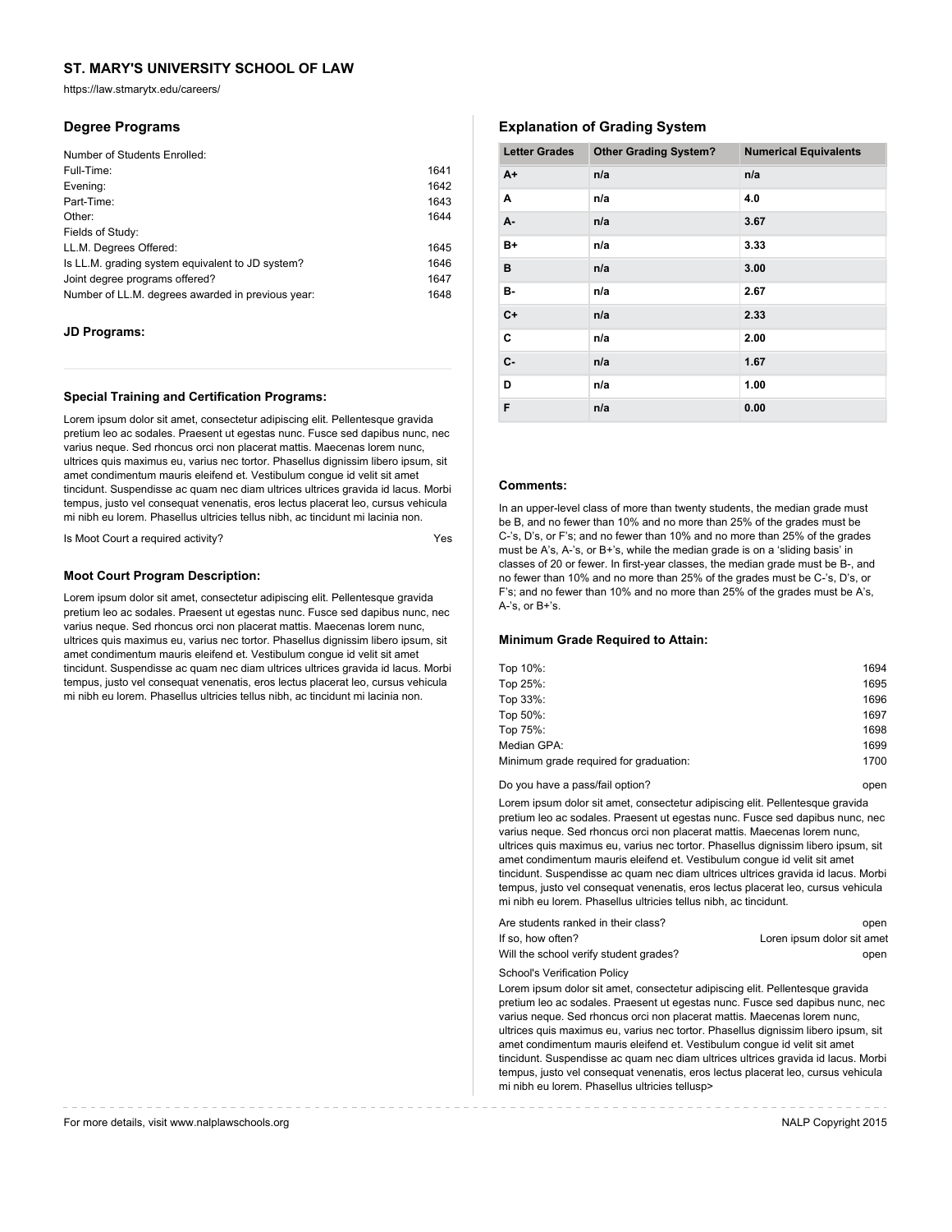# ST. MARY'S UNIVERSITY SCHOOL OF LAW

https://law.stmarytx.edu/careers/

## Degree Programs

Number of Students Enrolled:

| | |
|---|---|
| Full-Time: | 1641 |
| Evening: | 1642 |
| Part-Time: | 1643 |
| Other: | 1644 |

Fields of Study:

| | |
|---|---|
| LL.M. Degrees Offered: | 1645 |
| Is LL.M. grading system equivalent to JD system? | 1646 |
| Joint degree programs offered? | 1647 |
| Number of LL.M. degrees awarded in previous year: | 1648 |

### JD Programs:

### Special Training and Certification Programs:

Lorem ipsum dolor sit amet, consectetur adipiscing elit. Pellentesque gravida pretium leo ac sodales. Praesent ut egestas nunc. Fusce sed dapibus nunc, nec varius neque. Sed rhoncus orci non placerat mattis. Maecenas lorem nunc, ultrices quis maximus eu, varius nec tortor. Phasellus dignissim libero ipsum, sit amet condimentum mauris eleifend et. Vestibulum congue id velit sit amet tincidunt. Suspendisse ac quam nec diam ultrices ultrices gravida id lacus. Morbi tempus, justo vel consequat venenatis, eros lectus placerat leo, cursus vehicula mi nibh eu lorem. Phasellus ultricies tellus nibh, ac tincidunt mi lacinia non.

Is Moot Court a required activity? Yes

### Moot Court Program Description:

Lorem ipsum dolor sit amet, consectetur adipiscing elit. Pellentesque gravida pretium leo ac sodales. Praesent ut egestas nunc. Fusce sed dapibus nunc, nec varius neque. Sed rhoncus orci non placerat mattis. Maecenas lorem nunc, ultrices quis maximus eu, varius nec tortor. Phasellus dignissim libero ipsum, sit amet condimentum mauris eleifend et. Vestibulum congue id velit sit amet tincidunt. Suspendisse ac quam nec diam ultrices ultrices gravida id lacus. Morbi tempus, justo vel consequat venenatis, eros lectus placerat leo, cursus vehicula mi nibh eu lorem. Phasellus ultricies tellus nibh, ac tincidunt mi lacinia non.

## Explanation of Grading System

| Letter Grades | Other Grading System? | Numerical Equivalents |
|---|---|---|
| A+ | n/a | n/a |
| A | n/a | 4.0 |
| A- | n/a | 3.67 |
| B+ | n/a | 3.33 |
| B | n/a | 3.00 |
| B- | n/a | 2.67 |
| C+ | n/a | 2.33 |
| C | n/a | 2.00 |
| C- | n/a | 1.67 |
| D | n/a | 1.00 |
| F | n/a | 0.00 |

### Comments:

In an upper-level class of more than twenty students, the median grade must be B, and no fewer than 10% and no more than 25% of the grades must be C-'s, D's, or F's; and no fewer than 10% and no more than 25% of the grades must be A's, A-'s, or B+'s, while the median grade is on a 'sliding basis' in classes of 20 or fewer. In first-year classes, the median grade must be B-, and no fewer than 10% and no more than 25% of the grades must be C-'s, D's, or F's; and no fewer than 10% and no more than 25% of the grades must be A's, A-'s, or B+'s.

### Minimum Grade Required to Attain:

| | |
|---|---|
| Top 10%: | 1694 |
| Top 25%: | 1695 |
| Top 33%: | 1696 |
| Top 50%: | 1697 |
| Top 75%: | 1698 |
| Median GPA: | 1699 |
| Minimum grade required for graduation: | 1700 |

Do you have a pass/fail option? open

Lorem ipsum dolor sit amet, consectetur adipiscing elit. Pellentesque gravida pretium leo ac sodales. Praesent ut egestas nunc. Fusce sed dapibus nunc, nec varius neque. Sed rhoncus orci non placerat mattis. Maecenas lorem nunc, ultrices quis maximus eu, varius nec tortor. Phasellus dignissim libero ipsum, sit amet condimentum mauris eleifend et. Vestibulum congue id velit sit amet tincidunt. Suspendisse ac quam nec diam ultrices ultrices gravida id lacus. Morbi tempus, justo vel consequat venenatis, eros lectus placerat leo, cursus vehicula mi nibh eu lorem. Phasellus ultricies tellus nibh, ac tincidunt.

| | |
|---|---|
| Are students ranked in their class? | open |
| If so, how often? | Loren ipsum dolor sit amet |
| Will the school verify student grades? | open |

School's Verification Policy

Lorem ipsum dolor sit amet, consectetur adipiscing elit. Pellentesque gravida pretium leo ac sodales. Praesent ut egestas nunc. Fusce sed dapibus nunc, nec varius neque. Sed rhoncus orci non placerat mattis. Maecenas lorem nunc, ultrices quis maximus eu, varius nec tortor. Phasellus dignissim libero ipsum, sit amet condimentum mauris eleifend et. Vestibulum congue id velit sit amet tincidunt. Suspendisse ac quam nec diam ultrices ultrices gravida id lacus. Morbi tempus, justo vel consequat venenatis, eros lectus placerat leo, cursus vehicula mi nibh eu lorem. Phasellus ultricies tellusp>

For more details, visit www.nalplawschools.org

NALP Copyright 2015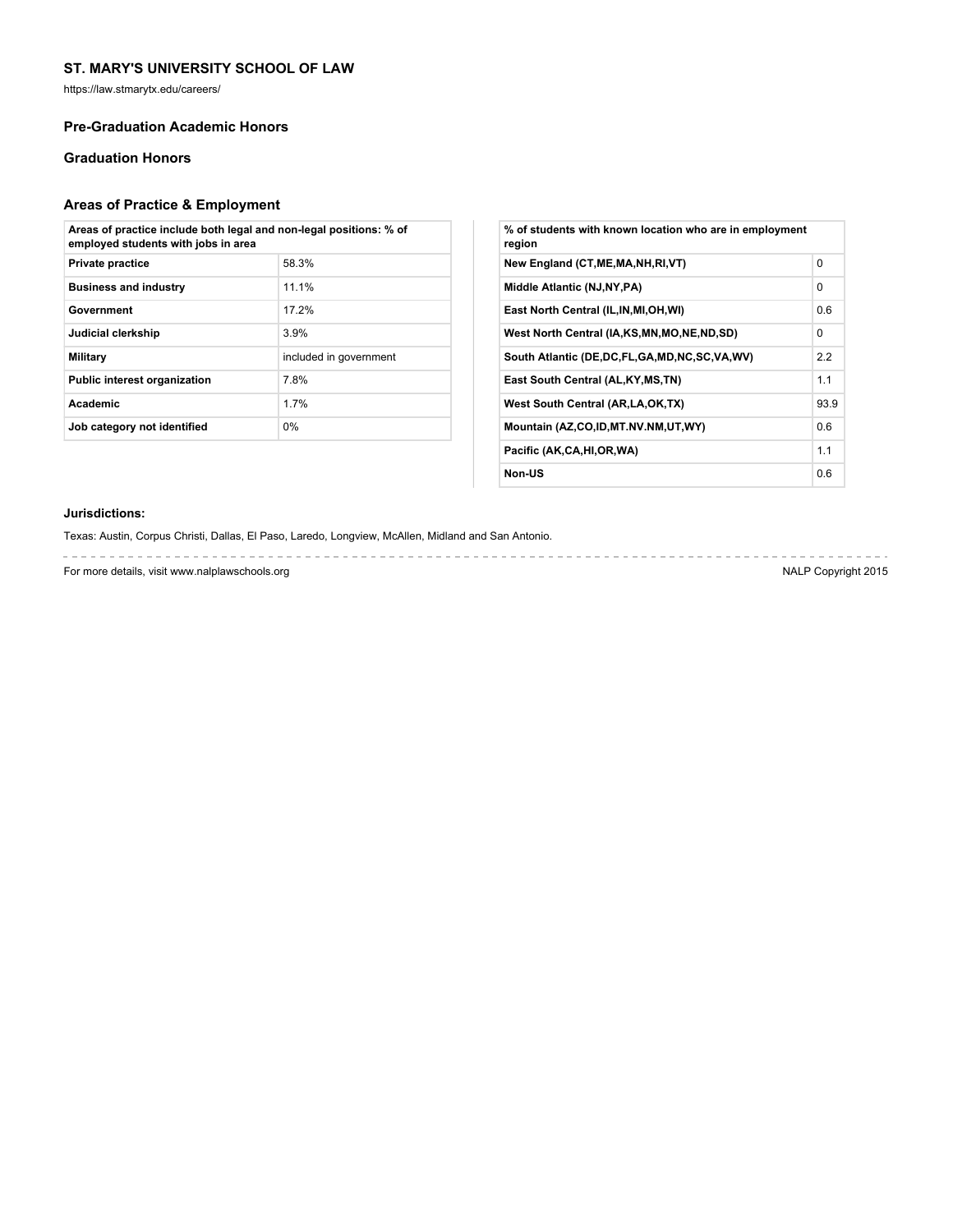## ST. MARY'S UNIVERSITY SCHOOL OF LAW

https://law.stmarytx.edu/careers/

### Pre-Graduation Academic Honors

### Graduation Honors

### Areas of Practice & Employment

| Areas of practice include both legal and non-legal positions: % of employed students with jobs in area | |
|---|---|
| **Private practice** | 58.3% |
| **Business and industry** | 11.1% |
| **Government** | 17.2% |
| **Judicial clerkship** | 3.9% |
| **Military** | included in government |
| **Public interest organization** | 7.8% |
| **Academic** | 1.7% |
| **Job category not identified** | 0% |

| % of students with known location who are in employment region | |
|---|---|
| **New England (CT,ME,MA,NH,RI,VT)** | 0 |
| **Middle Atlantic (NJ,NY,PA)** | 0 |
| **East North Central (IL,IN,MI,OH,WI)** | 0.6 |
| **West North Central (IA,KS,MN,MO,NE,ND,SD)** | 0 |
| **South Atlantic (DE,DC,FL,GA,MD,NC,SC,VA,WV)** | 2.2 |
| **East South Central (AL,KY,MS,TN)** | 1.1 |
| **West South Central (AR,LA,OK,TX)** | 93.9 |
| **Mountain (AZ,CO,ID,MT.NV.NM,UT,WY)** | 0.6 |
| **Pacific (AK,CA,HI,OR,WA)** | 1.1 |
| **Non-US** | 0.6 |

**Jurisdictions:**

Texas: Austin, Corpus Christi, Dallas, El Paso, Laredo, Longview, McAllen, Midland and San Antonio.

For more details, visit www.nalplawschools.org

NALP Copyright 2015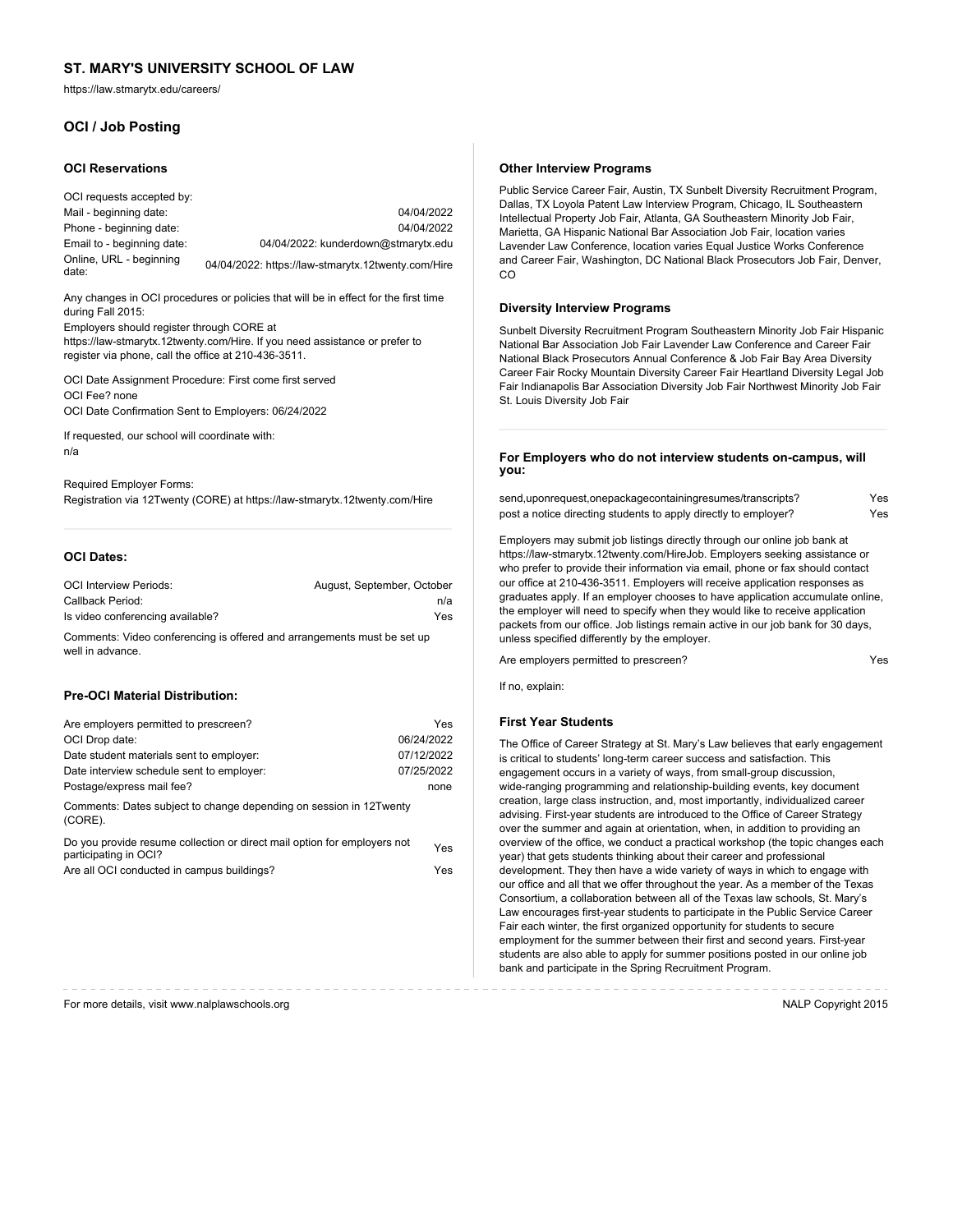## ST. MARY'S UNIVERSITY SCHOOL OF LAW

https://law.stmarytx.edu/careers/

### OCI / Job Posting

#### OCI Reservations

OCI requests accepted by:

| | |
|---|---|
| Mail - beginning date: | 04/04/2022 |
| Phone - beginning date: | 04/04/2022 |
| Email to - beginning date: | 04/04/2022: kunderdown@stmarytx.edu |
| Online, URL - beginning date: | 04/04/2022: https://law-stmarytx.12twenty.com/Hire |

Any changes in OCI procedures or policies that will be in effect for the first time during Fall 2015:
Employers should register through CORE at https://law-stmarytx.12twenty.com/Hire. If you need assistance or prefer to register via phone, call the office at 210-436-3511.

OCI Date Assignment Procedure: First come first served
OCI Fee? none
OCI Date Confirmation Sent to Employers: 06/24/2022

If requested, our school will coordinate with:
n/a

Required Employer Forms:
Registration via 12Twenty (CORE) at https://law-stmarytx.12twenty.com/Hire

#### OCI Dates:

| | |
|---|---|
| OCI Interview Periods: | August, September, October |
| Callback Period: | n/a |
| Is video conferencing available? | Yes |

Comments: Video conferencing is offered and arrangements must be set up well in advance.

#### Pre-OCI Material Distribution:

| | |
|---|---|
| Are employers permitted to prescreen? | Yes |
| OCI Drop date: | 06/24/2022 |
| Date student materials sent to employer: | 07/12/2022 |
| Date interview schedule sent to employer: | 07/25/2022 |
| Postage/express mail fee? | none |

Comments: Dates subject to change depending on session in 12Twenty (CORE).

| | |
|---|---|
| Do you provide resume collection or direct mail option for employers not participating in OCI? | Yes |
| Are all OCI conducted in campus buildings? | Yes |

#### Other Interview Programs

Public Service Career Fair, Austin, TX Sunbelt Diversity Recruitment Program, Dallas, TX Loyola Patent Law Interview Program, Chicago, IL Southeastern Intellectual Property Job Fair, Atlanta, GA Southeastern Minority Job Fair, Marietta, GA Hispanic National Bar Association Job Fair, location varies Lavender Law Conference, location varies Equal Justice Works Conference and Career Fair, Washington, DC National Black Prosecutors Job Fair, Denver, CO

#### Diversity Interview Programs

Sunbelt Diversity Recruitment Program Southeastern Minority Job Fair Hispanic National Bar Association Job Fair Lavender Law Conference and Career Fair National Black Prosecutors Annual Conference & Job Fair Bay Area Diversity Career Fair Rocky Mountain Diversity Career Fair Heartland Diversity Legal Job Fair Indianapolis Bar Association Diversity Job Fair Northwest Minority Job Fair St. Louis Diversity Job Fair

#### For Employers who do not interview students on-campus, will you:

| | |
|---|---|
| send,uponrequest,onepackagecontainingresumes/transcripts? | Yes |
| post a notice directing students to apply directly to employer? | Yes |

Employers may submit job listings directly through our online job bank at https://law-stmarytx.12twenty.com/HireJob. Employers seeking assistance or who prefer to provide their information via email, phone or fax should contact our office at 210-436-3511. Employers will receive application responses as graduates apply. If an employer chooses to have application accumulate online, the employer will need to specify when they would like to receive application packets from our office. Job listings remain active in our job bank for 30 days, unless specified differently by the employer.

| | |
|---|---|
| Are employers permitted to prescreen? | Yes |

If no, explain:

#### First Year Students

The Office of Career Strategy at St. Mary's Law believes that early engagement is critical to students' long-term career success and satisfaction. This engagement occurs in a variety of ways, from small-group discussion, wide-ranging programming and relationship-building events, key document creation, large class instruction, and, most importantly, individualized career advising. First-year students are introduced to the Office of Career Strategy over the summer and again at orientation, when, in addition to providing an overview of the office, we conduct a practical workshop (the topic changes each year) that gets students thinking about their career and professional development. They then have a wide variety of ways in which to engage with our office and all that we offer throughout the year. As a member of the Texas Consortium, a collaboration between all of the Texas law schools, St. Mary's Law encourages first-year students to participate in the Public Service Career Fair each winter, the first organized opportunity for students to secure employment for the summer between their first and second years. First-year students are also able to apply for summer positions posted in our online job bank and participate in the Spring Recruitment Program.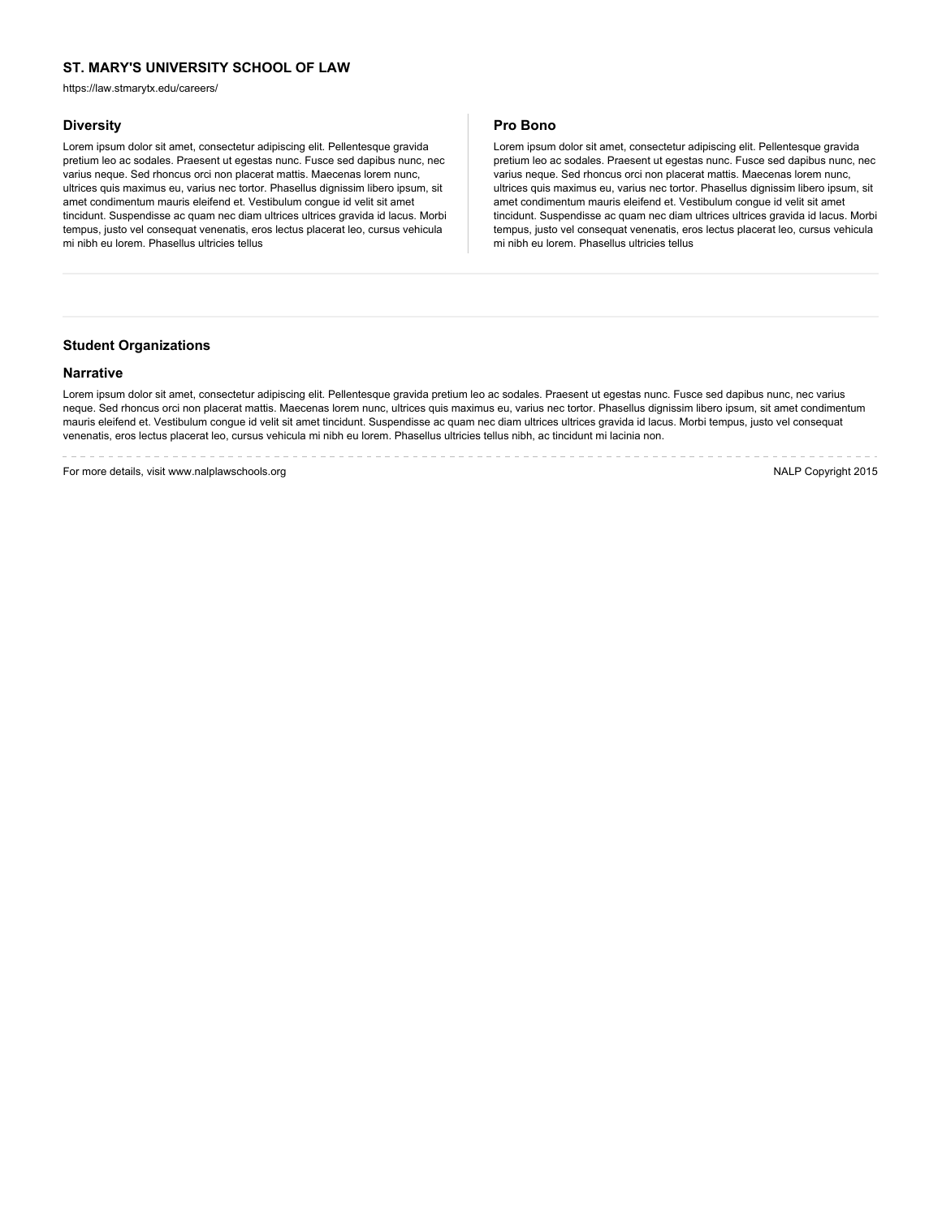# ST. MARY'S UNIVERSITY SCHOOL OF LAW

https://law.stmarytx.edu/careers/

## Diversity

Lorem ipsum dolor sit amet, consectetur adipiscing elit. Pellentesque gravida pretium leo ac sodales. Praesent ut egestas nunc. Fusce sed dapibus nunc, nec varius neque. Sed rhoncus orci non placerat mattis. Maecenas lorem nunc, ultrices quis maximus eu, varius nec tortor. Phasellus dignissim libero ipsum, sit amet condimentum mauris eleifend et. Vestibulum congue id velit sit amet tincidunt. Suspendisse ac quam nec diam ultrices ultrices gravida id lacus. Morbi tempus, justo vel consequat venenatis, eros lectus placerat leo, cursus vehicula mi nibh eu lorem. Phasellus ultricies tellus

## Pro Bono

Lorem ipsum dolor sit amet, consectetur adipiscing elit. Pellentesque gravida pretium leo ac sodales. Praesent ut egestas nunc. Fusce sed dapibus nunc, nec varius neque. Sed rhoncus orci non placerat mattis. Maecenas lorem nunc, ultrices quis maximus eu, varius nec tortor. Phasellus dignissim libero ipsum, sit amet condimentum mauris eleifend et. Vestibulum congue id velit sit amet tincidunt. Suspendisse ac quam nec diam ultrices ultrices gravida id lacus. Morbi tempus, justo vel consequat venenatis, eros lectus placerat leo, cursus vehicula mi nibh eu lorem. Phasellus ultricies tellus

## Student Organizations

### Narrative

Lorem ipsum dolor sit amet, consectetur adipiscing elit. Pellentesque gravida pretium leo ac sodales. Praesent ut egestas nunc. Fusce sed dapibus nunc, nec varius neque. Sed rhoncus orci non placerat mattis. Maecenas lorem nunc, ultrices quis maximus eu, varius nec tortor. Phasellus dignissim libero ipsum, sit amet condimentum mauris eleifend et. Vestibulum congue id velit sit amet tincidunt. Suspendisse ac quam nec diam ultrices ultrices gravida id lacus. Morbi tempus, justo vel consequat venenatis, eros lectus placerat leo, cursus vehicula mi nibh eu lorem. Phasellus ultricies tellus nibh, ac tincidunt mi lacinia non.

For more details, visit www.nalplawschools.org

NALP Copyright 2015